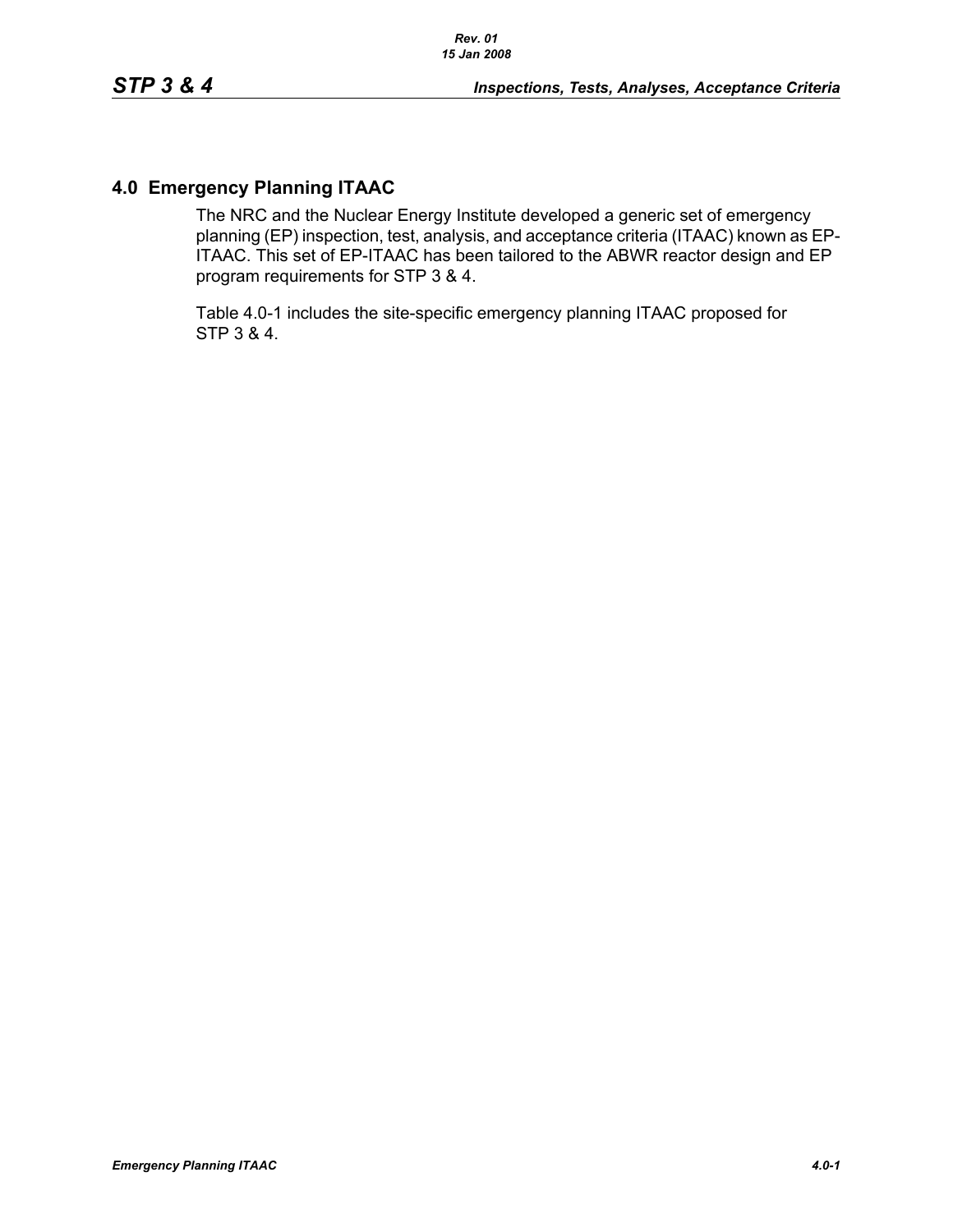## 4.0 Emergency Planning ITAAC

The NRC and the Nuclear Energy Institute developed a generic set of emergency planning (EP) inspection, test, analysis, and acceptance criteria (ITAAC) known as EP-ITAAC. This set of EP-ITAAC has been tailored to the ABWR reactor design and EP program requirements for STP 3 & 4.

Table 4.0-1 includes the site-specific emergency planning ITAAC proposed for STP 3 & 4.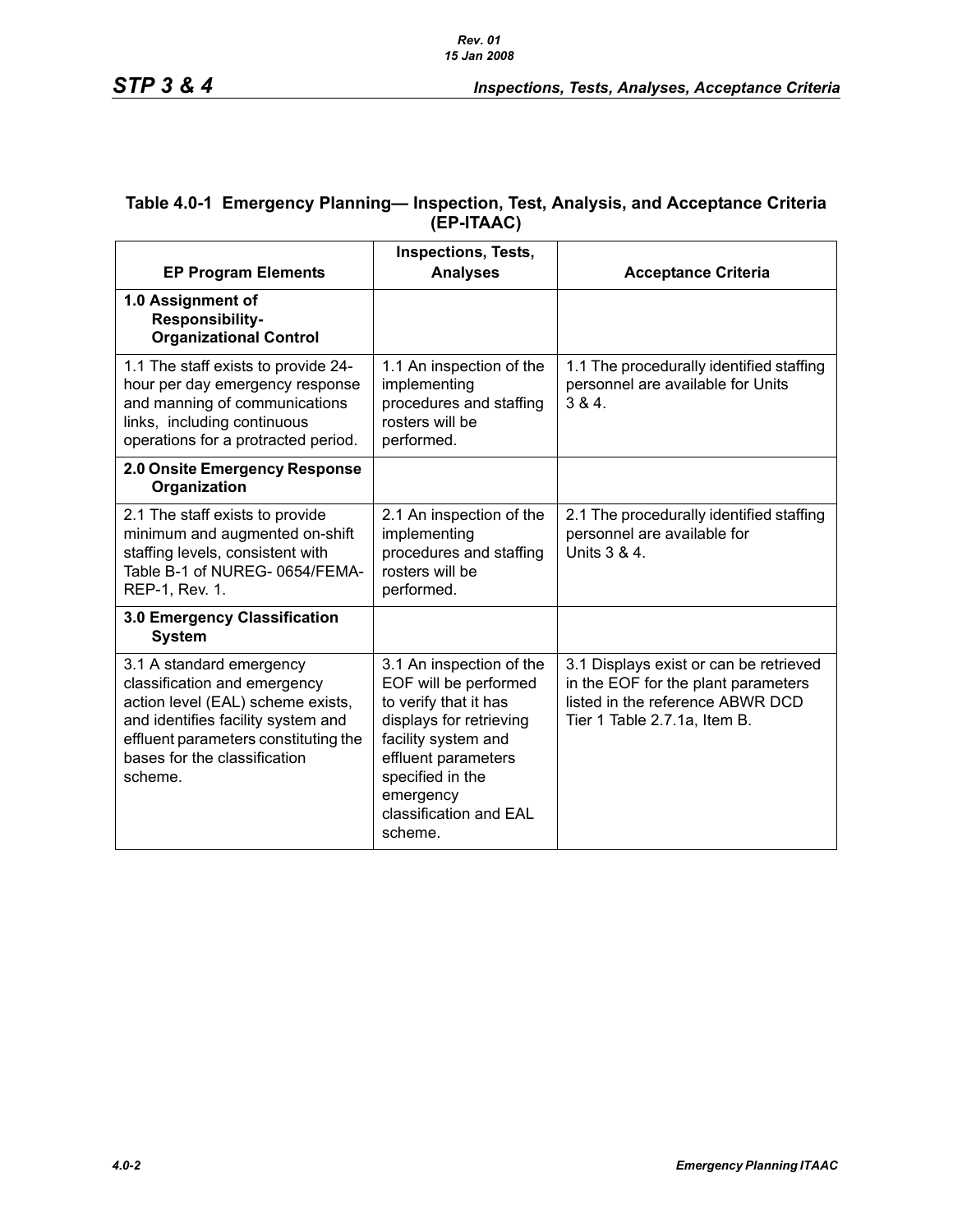**Table 4.0-1 Emergency Planning— Inspection, Test, Analysis, and Acceptance Criteria (EP-ITAAC)**

| EP Program Elements | Inspections, Tests, Analyses | Acceptance Criteria |
|---|---|---|
| **1.0 Assignment of Responsibility- Organizational Control** | | |
| 1.1 The staff exists to provide 24-hour per day emergency response and manning of communications links, including continuous operations for a protracted period. | 1.1 An inspection of the implementing procedures and staffing rosters will be performed. | 1.1 The procedurally identified staffing personnel are available for Units 3 & 4. |
| **2.0 Onsite Emergency Response Organization** | | |
| 2.1 The staff exists to provide minimum and augmented on-shift staffing levels, consistent with Table B-1 of NUREG- 0654/FEMA-REP-1, Rev. 1. | 2.1 An inspection of the implementing procedures and staffing rosters will be performed. | 2.1 The procedurally identified staffing personnel are available for Units 3 & 4. |
| **3.0 Emergency Classification System** | | |
| 3.1 A standard emergency classification and emergency action level (EAL) scheme exists, and identifies facility system and effluent parameters constituting the bases for the classification scheme. | 3.1 An inspection of the EOF will be performed to verify that it has displays for retrieving facility system and effluent parameters specified in the emergency classification and EAL scheme. | 3.1 Displays exist or can be retrieved in the EOF for the plant parameters listed in the reference ABWR DCD Tier 1 Table 2.7.1a, Item B. |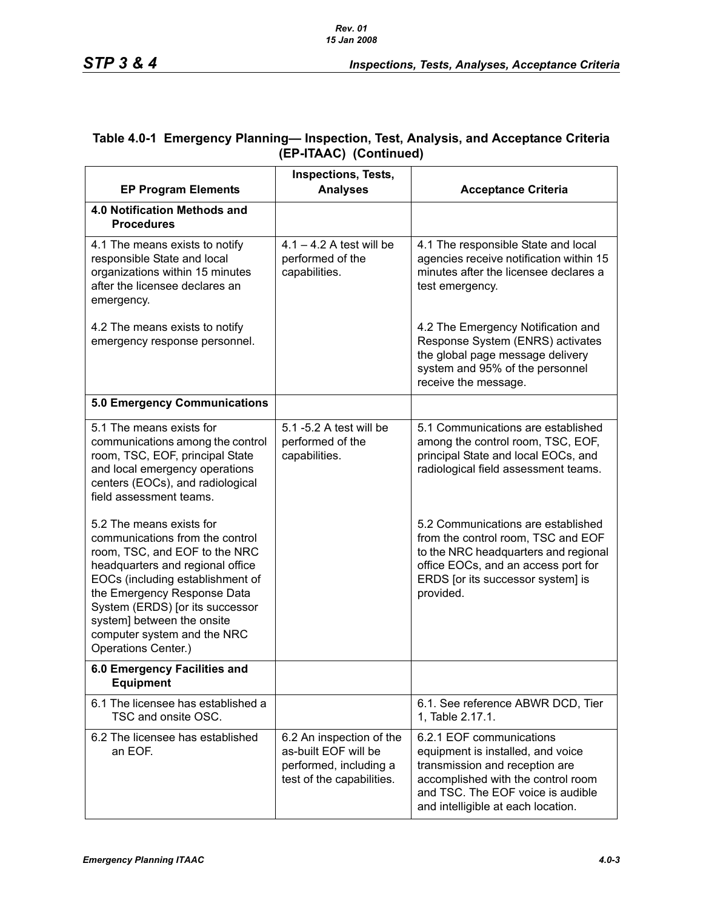## Table 4.0-1 Emergency Planning— Inspection, Test, Analysis, and Acceptance Criteria (EP-ITAAC) (Continued)

| EP Program Elements | Inspections, Tests, Analyses | Acceptance Criteria |
|---|---|---|
| **4.0 Notification Methods and Procedures** | | |
| 4.1 The means exists to notify responsible State and local organizations within 15 minutes after the licensee declares an emergency.<br><br>4.2 The means exists to notify emergency response personnel. | 4.1 – 4.2 A test will be performed of the capabilities. | 4.1 The responsible State and local agencies receive notification within 15 minutes after the licensee declares a test emergency.<br><br>4.2 The Emergency Notification and Response System (ENRS) activates the global page message delivery system and 95% of the personnel receive the message. |
| **5.0 Emergency Communications** | | |
| 5.1 The means exists for communications among the control room, TSC, EOF, principal State and local emergency operations centers (EOCs), and radiological field assessment teams.<br><br>5.2 The means exists for communications from the control room, TSC, and EOF to the NRC headquarters and regional office EOCs (including establishment of the Emergency Response Data System (ERDS) [or its successor system] between the onsite computer system and the NRC Operations Center.) | 5.1 -5.2 A test will be performed of the capabilities. | 5.1 Communications are established among the control room, TSC, EOF, principal State and local EOCs, and radiological field assessment teams.<br><br>5.2 Communications are established from the control room, TSC and EOF to the NRC headquarters and regional office EOCs, and an access port for ERDS [or its successor system] is provided. |
| **6.0 Emergency Facilities and Equipment** | | |
| 6.1 The licensee has established a TSC and onsite OSC. | | 6.1. See reference ABWR DCD, Tier 1, Table 2.17.1. |
| 6.2 The licensee has established an EOF. | 6.2 An inspection of the as-built EOF will be performed, including a test of the capabilities. | 6.2.1 EOF communications equipment is installed, and voice transmission and reception are accomplished with the control room and TSC. The EOF voice is audible and intelligible at each location. |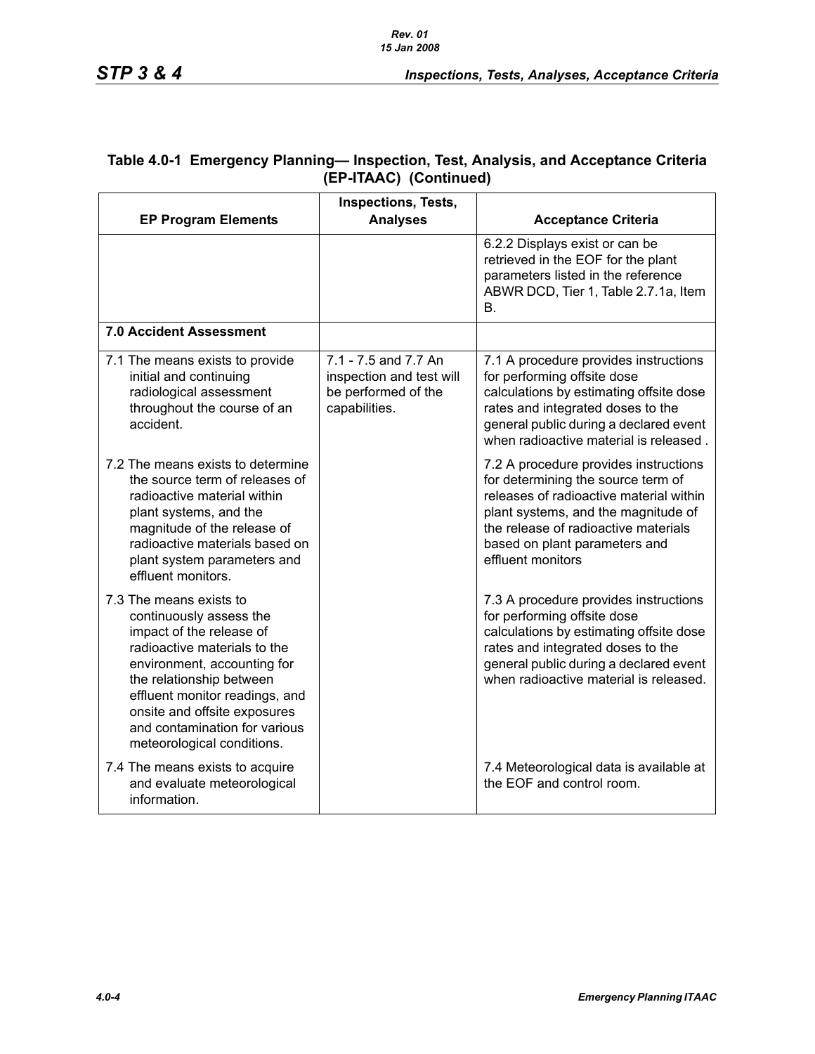**Table 4.0-1 Emergency Planning— Inspection, Test, Analysis, and Acceptance Criteria (EP-ITAAC) (Continued)**

| EP Program Elements | Inspections, Tests, Analyses | Acceptance Criteria |
|---|---|---|
| | | 6.2.2 Displays exist or can be retrieved in the EOF for the plant parameters listed in the reference ABWR DCD, Tier 1, Table 2.7.1a, Item B. |
| **7.0 Accident Assessment** | | |
| 7.1 The means exists to provide initial and continuing radiological assessment throughout the course of an accident. | 7.1 - 7.5 and 7.7 An inspection and test will be performed of the capabilities. | 7.1 A procedure provides instructions for performing offsite dose calculations by estimating offsite dose rates and integrated doses to the general public during a declared event when radioactive material is released . |
| 7.2 The means exists to determine the source term of releases of radioactive material within plant systems, and the magnitude of the release of radioactive materials based on plant system parameters and effluent monitors. | | 7.2 A procedure provides instructions for determining the source term of releases of radioactive material within plant systems, and the magnitude of the release of radioactive materials based on plant parameters and effluent monitors |
| 7.3 The means exists to continuously assess the impact of the release of radioactive materials to the environment, accounting for the relationship between effluent monitor readings, and onsite and offsite exposures and contamination for various meteorological conditions. | | 7.3 A procedure provides instructions for performing offsite dose calculations by estimating offsite dose rates and integrated doses to the general public during a declared event when radioactive material is released. |
| 7.4 The means exists to acquire and evaluate meteorological information. | | 7.4 Meteorological data is available at the EOF and control room. |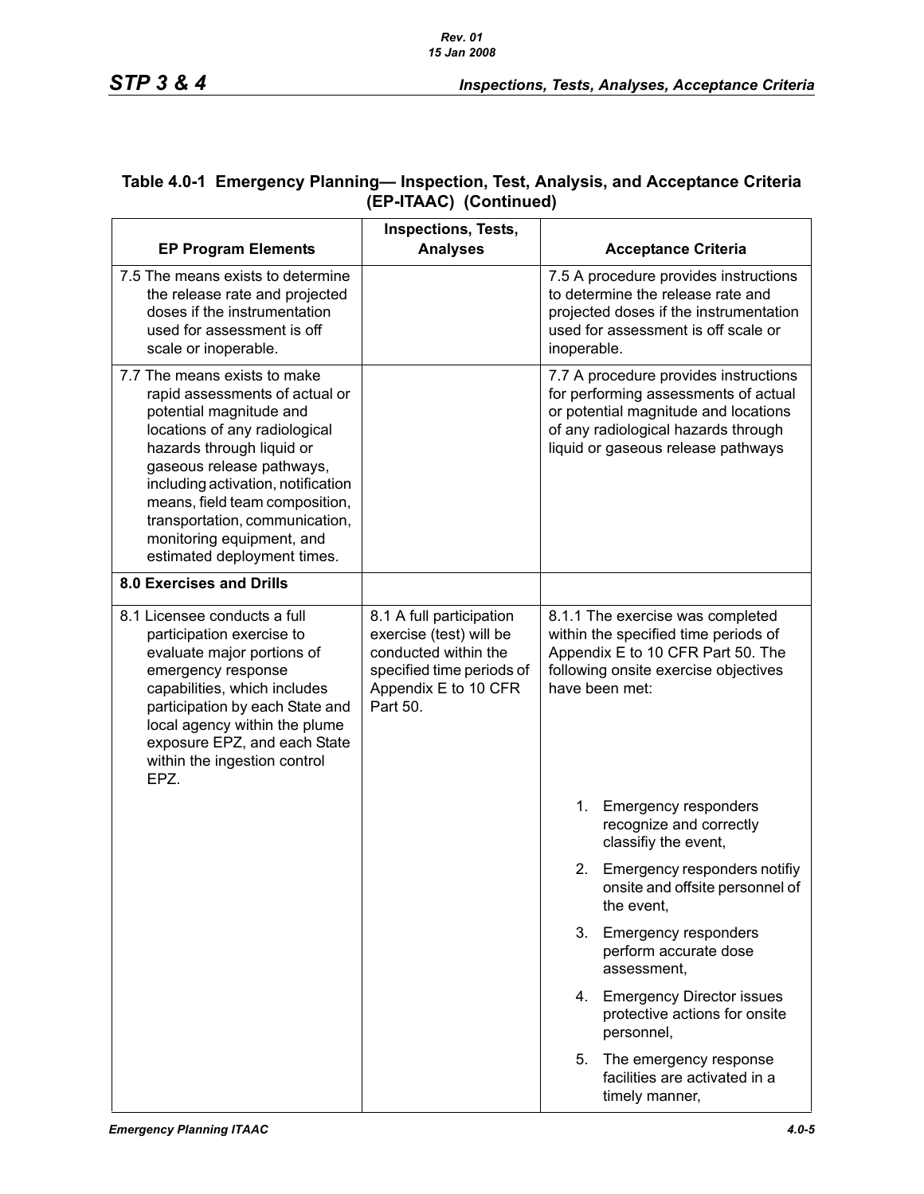### Table 4.0-1 Emergency Planning— Inspection, Test, Analysis, and Acceptance Criteria (EP-ITAAC) (Continued)

| EP Program Elements | Inspections, Tests, Analyses | Acceptance Criteria |
|---|---|---|
| 7.5 The means exists to determine the release rate and projected doses if the instrumentation used for assessment is off scale or inoperable. | | 7.5 A procedure provides instructions to determine the release rate and projected doses if the instrumentation used for assessment is off scale or inoperable. |
| 7.7 The means exists to make rapid assessments of actual or potential magnitude and locations of any radiological hazards through liquid or gaseous release pathways, including activation, notification means, field team composition, transportation, communication, monitoring equipment, and estimated deployment times. | | 7.7 A procedure provides instructions for performing assessments of actual or potential magnitude and locations of any radiological hazards through liquid or gaseous release pathways |
| **8.0 Exercises and Drills** | | |
| 8.1 Licensee conducts a full participation exercise to evaluate major portions of emergency response capabilities, which includes participation by each State and local agency within the plume exposure EPZ, and each State within the ingestion control EPZ. | 8.1 A full participation exercise (test) will be conducted within the specified time periods of Appendix E to 10 CFR Part 50. | 8.1.1 The exercise was completed within the specified time periods of Appendix E to 10 CFR Part 50. The following onsite exercise objectives have been met:<br><br>1. Emergency responders recognize and correctly classifiy the event,<br>2. Emergency responders notifiy onsite and offsite personnel of the event,<br>3. Emergency responders perform accurate dose assessment,<br>4. Emergency Director issues protective actions for onsite personnel,<br>5. The emergency response facilities are activated in a timely manner, |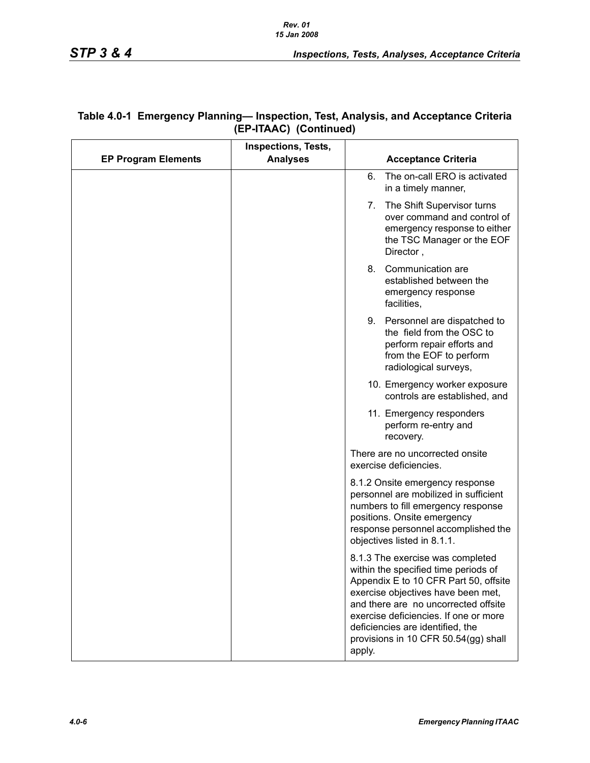## Table 4.0-1 Emergency Planning— Inspection, Test, Analysis, and Acceptance Criteria (EP-ITAAC) (Continued)

| EP Program Elements | Inspections, Tests, Analyses | Acceptance Criteria |
|---|---|---|
| | | 6. The on-call ERO is activated in a timely manner, |
| | | 7. The Shift Supervisor turns over command and control of emergency response to either the TSC Manager or the EOF Director , |
| | | 8. Communication are established between the emergency response facilities, |
| | | 9. Personnel are dispatched to the field from the OSC to perform repair efforts and from the EOF to perform radiological surveys, |
| | | 10. Emergency worker exposure controls are established, and |
| | | 11. Emergency responders perform re-entry and recovery. |
| | | There are no uncorrected onsite exercise deficiencies. |
| | | 8.1.2 Onsite emergency response personnel are mobilized in sufficient numbers to fill emergency response positions. Onsite emergency response personnel accomplished the objectives listed in 8.1.1. |
| | | 8.1.3 The exercise was completed within the specified time periods of Appendix E to 10 CFR Part 50, offsite exercise objectives have been met, and there are no uncorrected offsite exercise deficiencies. If one or more deficiencies are identified, the provisions in 10 CFR 50.54(gg) shall apply. |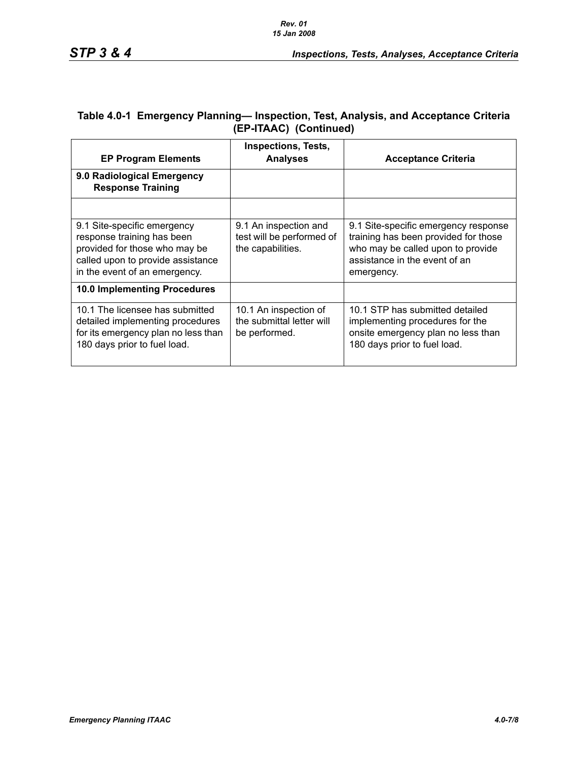**Table 4.0-1 Emergency Planning— Inspection, Test, Analysis, and Acceptance Criteria (EP-ITAAC) (Continued)**

| EP Program Elements | Inspections, Tests, Analyses | Acceptance Criteria |
|---|---|---|
| **9.0 Radiological Emergency Response Training** | | |
| | | |
| 9.1 Site-specific emergency response training has been provided for those who may be called upon to provide assistance in the event of an emergency. | 9.1 An inspection and test will be performed of the capabilities. | 9.1 Site-specific emergency response training has been provided for those who may be called upon to provide assistance in the event of an emergency. |
| **10.0 Implementing Procedures** | | |
| 10.1 The licensee has submitted detailed implementing procedures for its emergency plan no less than 180 days prior to fuel load. | 10.1 An inspection of the submittal letter will be performed. | 10.1 STP has submitted detailed implementing procedures for the onsite emergency plan no less than 180 days prior to fuel load. |